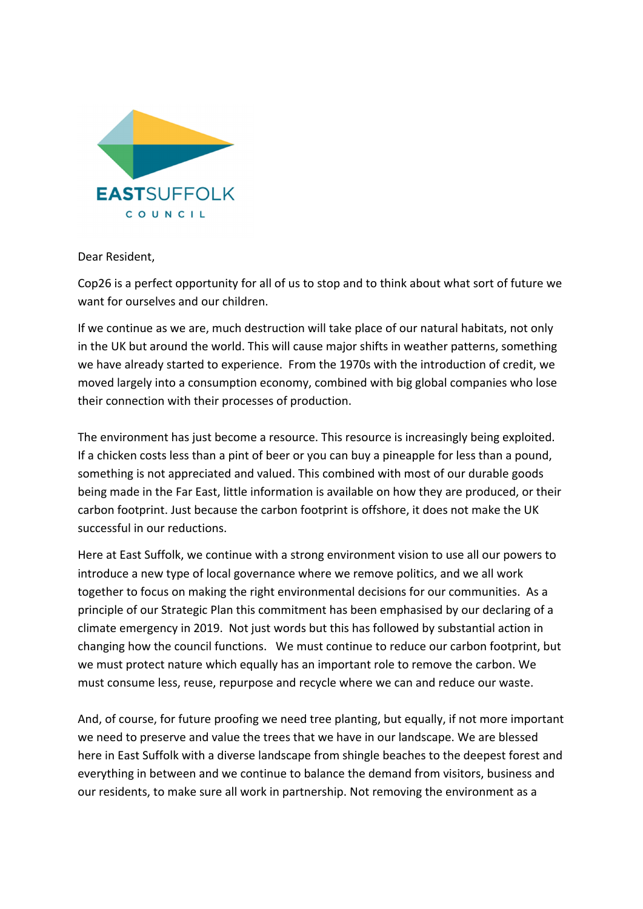EASTSUFFOLK

COUNCIL

Dear Resident,

Cop26 is a perfect opportunity for all of us to stop and to think about what sort of future we want for ourselves and our children.

If we continue as we are, much destruction will take place of our natural habitats, not only in the UK but around the world. This will cause major shifts in weather patterns, something we have already started to experience. From the 1970s with the introduction of credit, we moved largely into a consumption economy, combined with big global companies who lose their connection with their processes of production.

The environment has just become a resource. This resource is increasingly being exploited. If a chicken costs less than a pint of beer or you can buy a pineapple for less than a pound, something is not appreciated and valued. This combined with most of our durable goods being made in the Far East, little information is available on how they are produced, or their carbon footprint. Just because the carbon footprint is offshore, it does not make the UK successful in our reductions.

Here at East Suffolk, we continue with a strong environment vision to use all our powers to introduce a new type of local governance where we remove politics, and we all work together to focus on making the right environmental decisions for our communities. As a principle of our Strategic Plan this commitment has been emphasised by our declaring of a climate emergency in 2019. Not just words but this has followed by substantial action in changing how the council functions. We must continue to reduce our carbon footprint, but we must protect nature which equally has an important role to remove the carbon. We must consume less, reuse, repurpose and recycle where we can and reduce our waste.

And, of course, for future proofing we need tree planting, but equally, if not more important we need to preserve and value the trees that we have in our landscape. We are blessed here in East Suffolk with a diverse landscape from shingle beaches to the deepest forest and everything in between and we continue to balance the demand from visitors, business and our residents, to make sure all work in partnership. Not removing the environment as a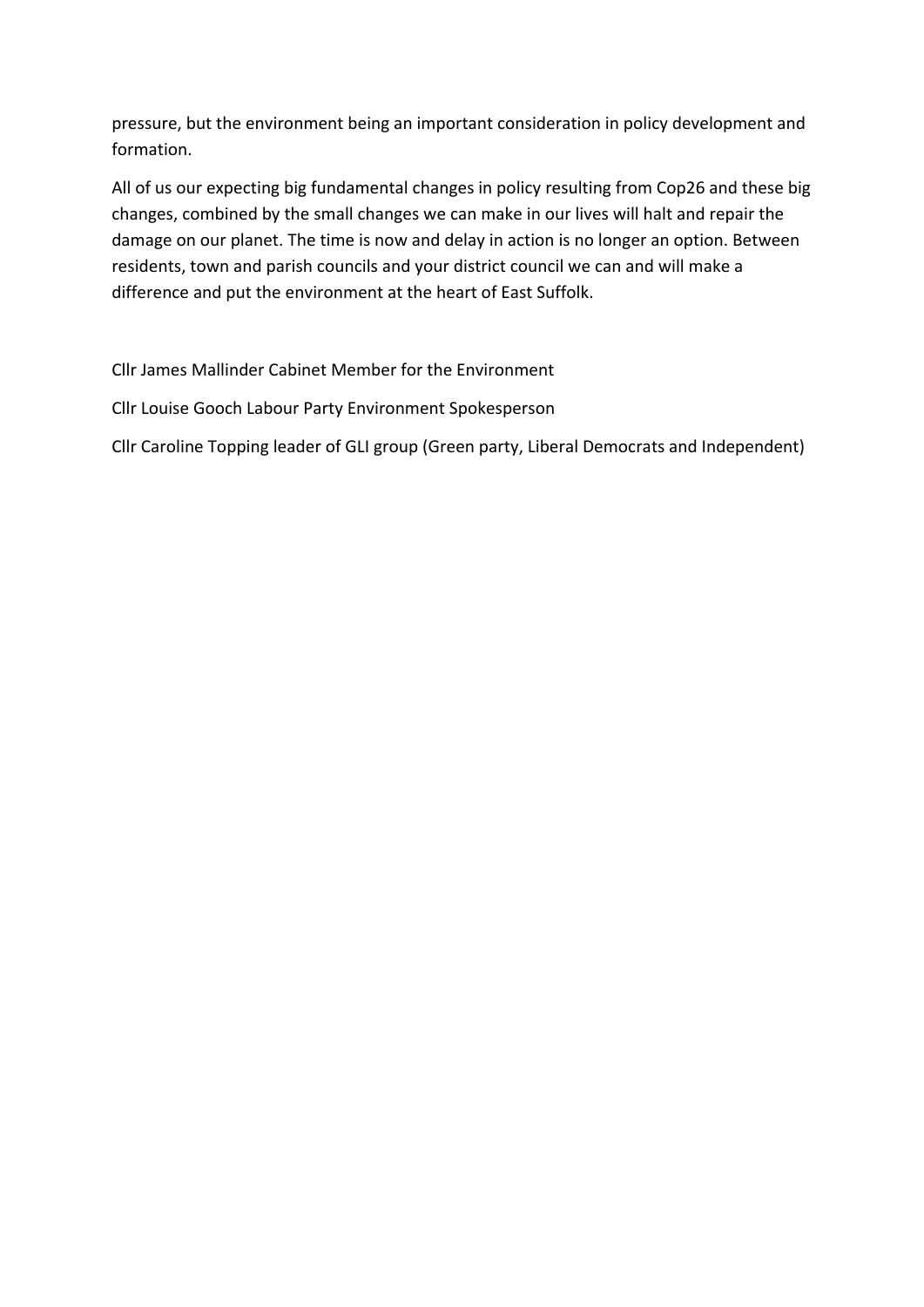pressure, but the environment being an important consideration in policy development and formation.

All of us our expecting big fundamental changes in policy resulting from Cop26 and these big changes, combined by the small changes we can make in our lives will halt and repair the damage on our planet. The time is now and delay in action is no longer an option. Between residents, town and parish councils and your district council we can and will make a difference and put the environment at the heart of East Suffolk.

Cllr James Mallinder Cabinet Member for the Environment

Cllr Louise Gooch Labour Party Environment Spokesperson

Cllr Caroline Topping leader of GLI group (Green party, Liberal Democrats and Independent)